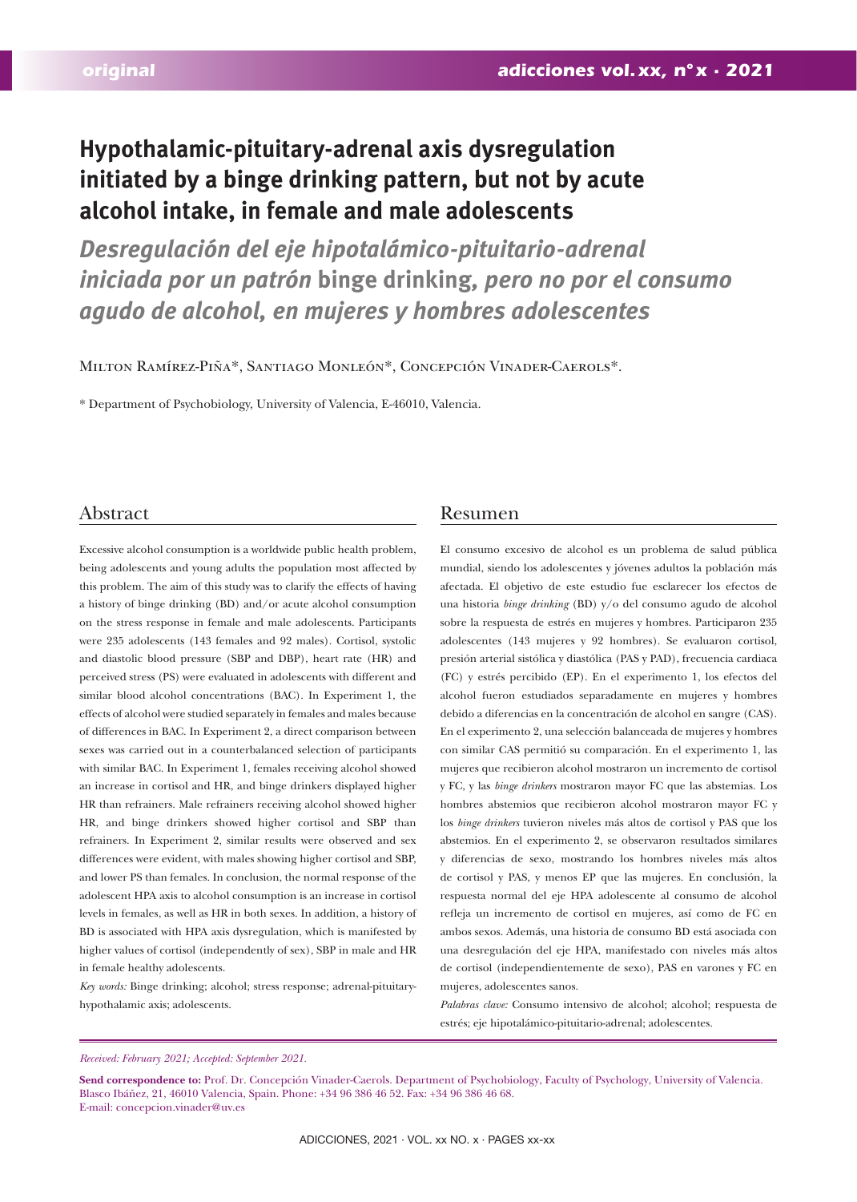# Hypothalamic-pituitary-adrenal axis dysregulation initiated by a binge drinking pattern, but not by acute alcohol intake, in female and male adolescents

## *Desregulación del eje hipotalámico-pituitario-adrenal iniciada por un patrón* binge drinking*, pero no por el consumo agudo de alcohol, en mujeres y hombres adolescentes*

Milton Ramírez-Piña*, Santiago Monleón*, Concepción Vinader-Caerols*.

\* Department of Psychobiology, University of Valencia, E-46010, Valencia.

## Abstract

Excessive alcohol consumption is a worldwide public health problem, being adolescents and young adults the population most affected by this problem. The aim of this study was to clarify the effects of having a history of binge drinking (BD) and/or acute alcohol consumption on the stress response in female and male adolescents. Participants were 235 adolescents (143 females and 92 males). Cortisol, systolic and diastolic blood pressure (SBP and DBP), heart rate (HR) and perceived stress (PS) were evaluated in adolescents with different and similar blood alcohol concentrations (BAC). In Experiment 1, the effects of alcohol were studied separately in females and males because of differences in BAC. In Experiment 2, a direct comparison between sexes was carried out in a counterbalanced selection of participants with similar BAC. In Experiment 1, females receiving alcohol showed an increase in cortisol and HR, and binge drinkers displayed higher HR than refrainers. Male refrainers receiving alcohol showed higher HR, and binge drinkers showed higher cortisol and SBP than refrainers. In Experiment 2, similar results were observed and sex differences were evident, with males showing higher cortisol and SBP, and lower PS than females. In conclusion, the normal response of the adolescent HPA axis to alcohol consumption is an increase in cortisol levels in females, as well as HR in both sexes. In addition, a history of BD is associated with HPA axis dysregulation, which is manifested by higher values of cortisol (independently of sex), SBP in male and HR in female healthy adolescents.

*Key words:* Binge drinking; alcohol; stress response; adrenal-pituitary-hypothalamic axis; adolescents.

## Resumen

El consumo excesivo de alcohol es un problema de salud pública mundial, siendo los adolescentes y jóvenes adultos la población más afectada. El objetivo de este estudio fue esclarecer los efectos de una historia *binge drinking* (BD) y/o del consumo agudo de alcohol sobre la respuesta de estrés en mujeres y hombres. Participaron 235 adolescentes (143 mujeres y 92 hombres). Se evaluaron cortisol, presión arterial sistólica y diastólica (PAS y PAD), frecuencia cardiaca (FC) y estrés percibido (EP). En el experimento 1, los efectos del alcohol fueron estudiados separadamente en mujeres y hombres debido a diferencias en la concentración de alcohol en sangre (CAS). En el experimento 2, una selección balanceada de mujeres y hombres con similar CAS permitió su comparación. En el experimento 1, las mujeres que recibieron alcohol mostraron un incremento de cortisol y FC, y las *binge drinkers* mostraron mayor FC que las abstemias. Los hombres abstemios que recibieron alcohol mostraron mayor FC y los *binge drinkers* tuvieron niveles más altos de cortisol y PAS que los abstemios. En el experimento 2, se observaron resultados similares y diferencias de sexo, mostrando los hombres niveles más altos de cortisol y PAS, y menos EP que las mujeres. En conclusión, la respuesta normal del eje HPA adolescente al consumo de alcohol refleja un incremento de cortisol en mujeres, así como de FC en ambos sexos. Además, una historia de consumo BD está asociada con una desregulación del eje HPA, manifestado con niveles más altos de cortisol (independientemente de sexo), PAS en varones y FC en mujeres, adolescentes sanos.

*Palabras clave:* Consumo intensivo de alcohol; alcohol; respuesta de estrés; eje hipotalámico-pituitario-adrenal; adolescentes.

*Received: February 2021; Accepted: September 2021.*

**Send correspondence to:** Prof. Dr. Concepción Vinader-Caerols. Department of Psychobiology, Faculty of Psychology, University of Valencia. Blasco Ibáñez, 21, 46010 Valencia, Spain. Phone: +34 96 386 46 52. Fax: +34 96 386 46 68. E-mail: concepcion.vinader@uv.es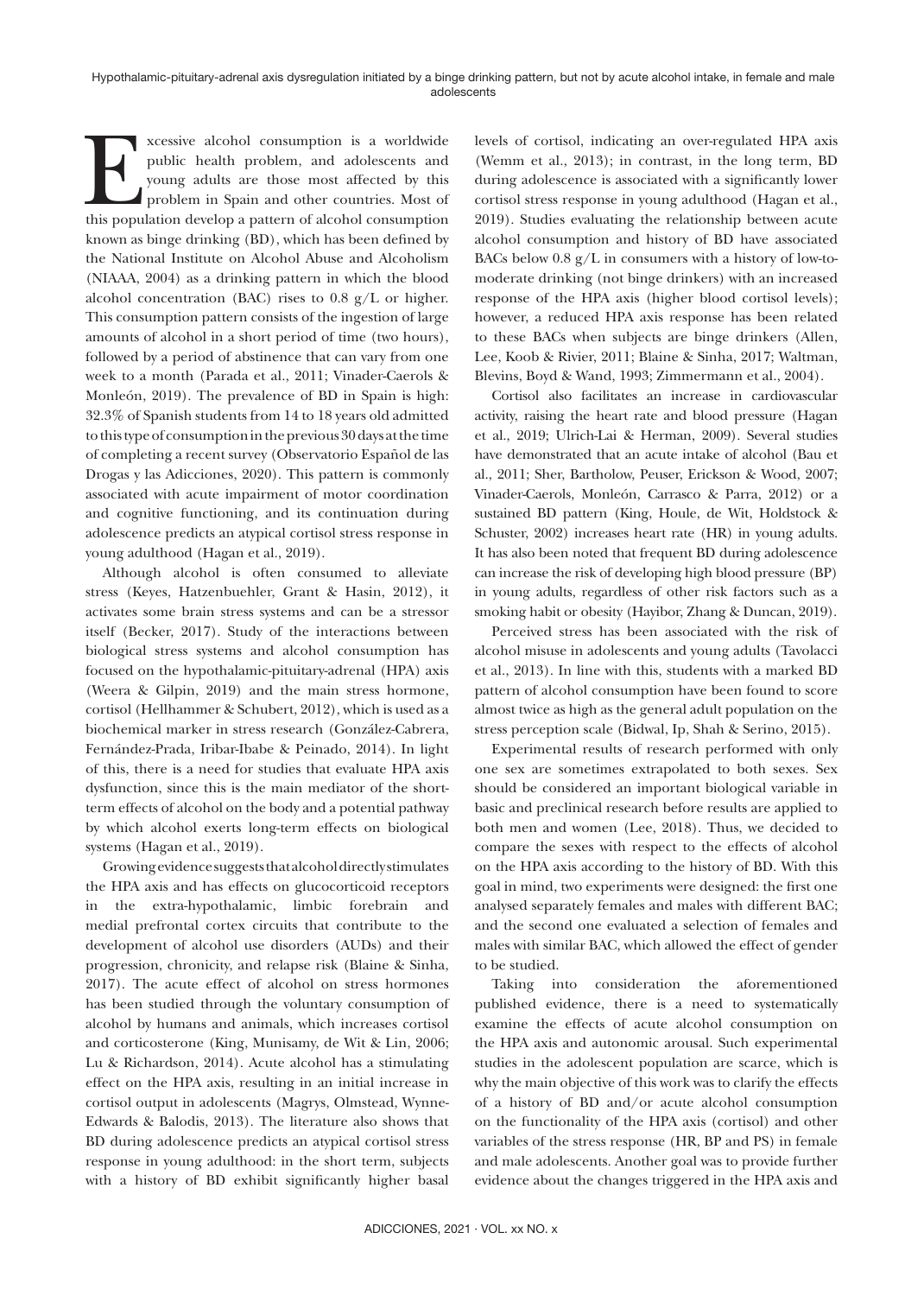Excessive alcohol consumption is a worldwide public health problem, and adolescents and young adults are those most affected by this problem in Spain and other countries. Most of this population develop a pattern of alcohol consumption known as binge drinking (BD), which has been defined by the National Institute on Alcohol Abuse and Alcoholism (NIAAA, 2004) as a drinking pattern in which the blood alcohol concentration (BAC) rises to 0.8 g/L or higher. This consumption pattern consists of the ingestion of large amounts of alcohol in a short period of time (two hours), followed by a period of abstinence that can vary from one week to a month (Parada et al., 2011; Vinader-Caerols & Monleón, 2019). The prevalence of BD in Spain is high: 32.3% of Spanish students from 14 to 18 years old admitted to this type of consumption in the previous 30 days at the time of completing a recent survey (Observatorio Español de las Drogas y las Adicciones, 2020). This pattern is commonly associated with acute impairment of motor coordination and cognitive functioning, and its continuation during adolescence predicts an atypical cortisol stress response in young adulthood (Hagan et al., 2019).

Although alcohol is often consumed to alleviate stress (Keyes, Hatzenbuehler, Grant & Hasin, 2012), it activates some brain stress systems and can be a stressor itself (Becker, 2017). Study of the interactions between biological stress systems and alcohol consumption has focused on the hypothalamic-pituitary-adrenal (HPA) axis (Weera & Gilpin, 2019) and the main stress hormone, cortisol (Hellhammer & Schubert, 2012), which is used as a biochemical marker in stress research (González-Cabrera, Fernández-Prada, Iribar-Ibabe & Peinado, 2014). In light of this, there is a need for studies that evaluate HPA axis dysfunction, since this is the main mediator of the short-term effects of alcohol on the body and a potential pathway by which alcohol exerts long-term effects on biological systems (Hagan et al., 2019).

Growing evidence suggests that alcohol directly stimulates the HPA axis and has effects on glucocorticoid receptors in the extra-hypothalamic, limbic forebrain and medial prefrontal cortex circuits that contribute to the development of alcohol use disorders (AUDs) and their progression, chronicity, and relapse risk (Blaine & Sinha, 2017). The acute effect of alcohol on stress hormones has been studied through the voluntary consumption of alcohol by humans and animals, which increases cortisol and corticosterone (King, Munisamy, de Wit & Lin, 2006; Lu & Richardson, 2014). Acute alcohol has a stimulating effect on the HPA axis, resulting in an initial increase in cortisol output in adolescents (Magrys, Olmstead, Wynne-Edwards & Balodis, 2013). The literature also shows that BD during adolescence predicts an atypical cortisol stress response in young adulthood: in the short term, subjects with a history of BD exhibit significantly higher basal levels of cortisol, indicating an over-regulated HPA axis (Wemm et al., 2013); in contrast, in the long term, BD during adolescence is associated with a significantly lower cortisol stress response in young adulthood (Hagan et al., 2019). Studies evaluating the relationship between acute alcohol consumption and history of BD have associated BACs below 0.8 g/L in consumers with a history of low-to-moderate drinking (not binge drinkers) with an increased response of the HPA axis (higher blood cortisol levels); however, a reduced HPA axis response has been related to these BACs when subjects are binge drinkers (Allen, Lee, Koob & Rivier, 2011; Blaine & Sinha, 2017; Waltman, Blevins, Boyd & Wand, 1993; Zimmermann et al., 2004).

Cortisol also facilitates an increase in cardiovascular activity, raising the heart rate and blood pressure (Hagan et al., 2019; Ulrich-Lai & Herman, 2009). Several studies have demonstrated that an acute intake of alcohol (Bau et al., 2011; Sher, Bartholow, Peuser, Erickson & Wood, 2007; Vinader-Caerols, Monleón, Carrasco & Parra, 2012) or a sustained BD pattern (King, Houle, de Wit, Holdstock & Schuster, 2002) increases heart rate (HR) in young adults. It has also been noted that frequent BD during adolescence can increase the risk of developing high blood pressure (BP) in young adults, regardless of other risk factors such as a smoking habit or obesity (Hayibor, Zhang & Duncan, 2019).

Perceived stress has been associated with the risk of alcohol misuse in adolescents and young adults (Tavolacci et al., 2013). In line with this, students with a marked BD pattern of alcohol consumption have been found to score almost twice as high as the general adult population on the stress perception scale (Bidwal, Ip, Shah & Serino, 2015).

Experimental results of research performed with only one sex are sometimes extrapolated to both sexes. Sex should be considered an important biological variable in basic and preclinical research before results are applied to both men and women (Lee, 2018). Thus, we decided to compare the sexes with respect to the effects of alcohol on the HPA axis according to the history of BD. With this goal in mind, two experiments were designed: the first one analysed separately females and males with different BAC; and the second one evaluated a selection of females and males with similar BAC, which allowed the effect of gender to be studied.

Taking into consideration the aforementioned published evidence, there is a need to systematically examine the effects of acute alcohol consumption on the HPA axis and autonomic arousal. Such experimental studies in the adolescent population are scarce, which is why the main objective of this work was to clarify the effects of a history of BD and/or acute alcohol consumption on the functionality of the HPA axis (cortisol) and other variables of the stress response (HR, BP and PS) in female and male adolescents. Another goal was to provide further evidence about the changes triggered in the HPA axis and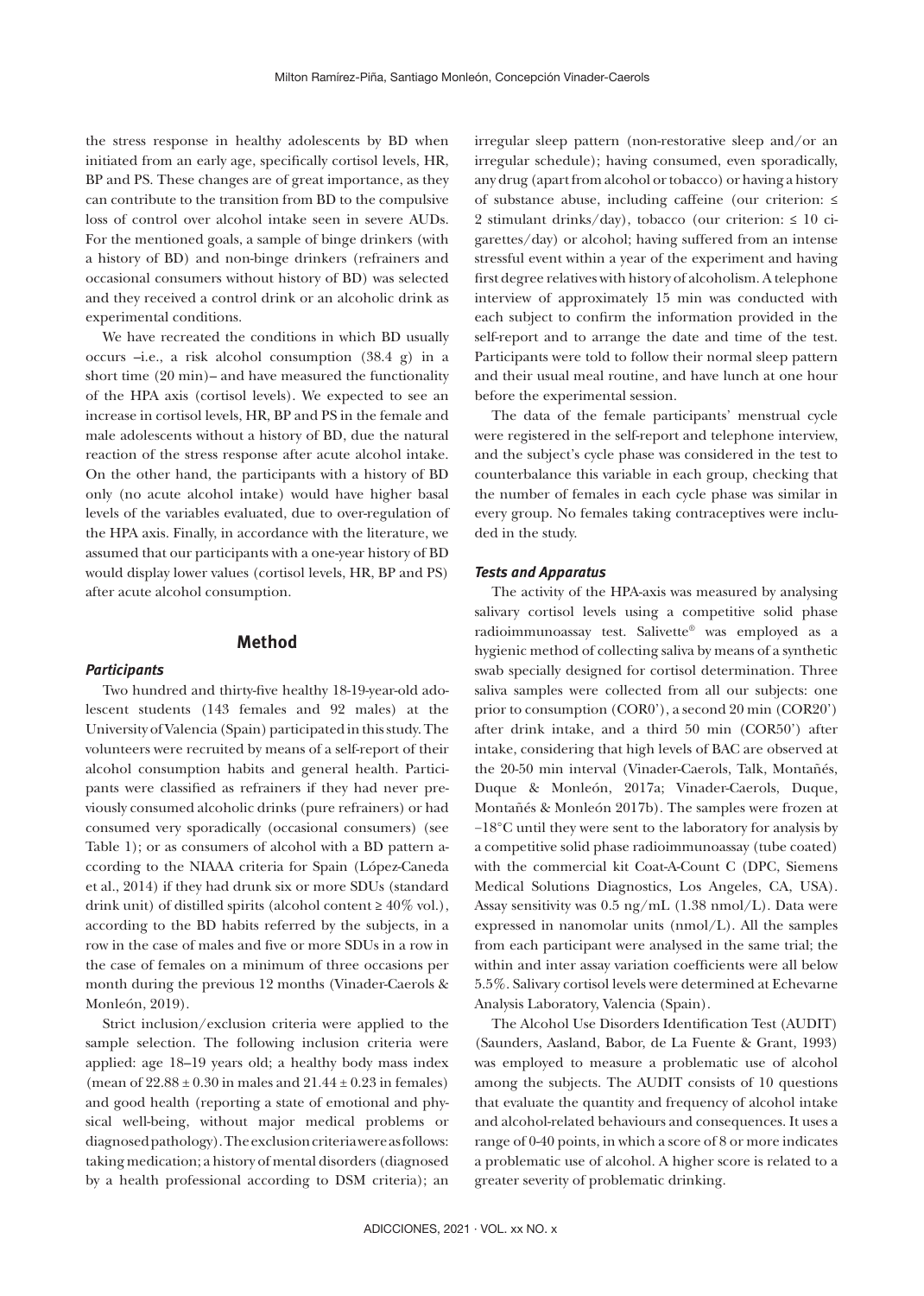the stress response in healthy adolescents by BD when initiated from an early age, specifically cortisol levels, HR, BP and PS. These changes are of great importance, as they can contribute to the transition from BD to the compulsive loss of control over alcohol intake seen in severe AUDs. For the mentioned goals, a sample of binge drinkers (with a history of BD) and non-binge drinkers (refrainers and occasional consumers without history of BD) was selected and they received a control drink or an alcoholic drink as experimental conditions.

We have recreated the conditions in which BD usually occurs –i.e., a risk alcohol consumption (38.4 g) in a short time (20 min)– and have measured the functionality of the HPA axis (cortisol levels). We expected to see an increase in cortisol levels, HR, BP and PS in the female and male adolescents without a history of BD, due the natural reaction of the stress response after acute alcohol intake. On the other hand, the participants with a history of BD only (no acute alcohol intake) would have higher basal levels of the variables evaluated, due to over-regulation of the HPA axis. Finally, in accordance with the literature, we assumed that our participants with a one-year history of BD would display lower values (cortisol levels, HR, BP and PS) after acute alcohol consumption.

## Method

### *Participants*

Two hundred and thirty-five healthy 18-19-year-old adolescent students (143 females and 92 males) at the University of Valencia (Spain) participated in this study. The volunteers were recruited by means of a self-report of their alcohol consumption habits and general health. Participants were classified as refrainers if they had never previously consumed alcoholic drinks (pure refrainers) or had consumed very sporadically (occasional consumers) (see Table 1); or as consumers of alcohol with a BD pattern according to the NIAAA criteria for Spain (López-Caneda et al., 2014) if they had drunk six or more SDUs (standard drink unit) of distilled spirits (alcohol content ≥ 40% vol.), according to the BD habits referred by the subjects, in a row in the case of males and five or more SDUs in a row in the case of females on a minimum of three occasions per month during the previous 12 months (Vinader-Caerols & Monleón, 2019).

Strict inclusion/exclusion criteria were applied to the sample selection. The following inclusion criteria were applied: age 18–19 years old; a healthy body mass index (mean of $22.88 \pm 0.30$ in males and $21.44 \pm 0.23$ in females) and good health (reporting a state of emotional and physical well-being, without major medical problems or diagnosed pathology). The exclusion criteria were as follows: taking medication; a history of mental disorders (diagnosed by a health professional according to DSM criteria); an irregular sleep pattern (non-restorative sleep and/or an irregular schedule); having consumed, even sporadically, any drug (apart from alcohol or tobacco) or having a history of substance abuse, including caffeine (our criterion: ≤ 2 stimulant drinks/day), tobacco (our criterion: ≤ 10 cigarettes/day) or alcohol; having suffered from an intense stressful event within a year of the experiment and having first degree relatives with history of alcoholism. A telephone interview of approximately 15 min was conducted with each subject to confirm the information provided in the self-report and to arrange the date and time of the test. Participants were told to follow their normal sleep pattern and their usual meal routine, and have lunch at one hour before the experimental session.

The data of the female participants' menstrual cycle were registered in the self-report and telephone interview, and the subject's cycle phase was considered in the test to counterbalance this variable in each group, checking that the number of females in each cycle phase was similar in every group. No females taking contraceptives were included in the study.

### *Tests and Apparatus*

The activity of the HPA-axis was measured by analysing salivary cortisol levels using a competitive solid phase radioimmunoassay test. Salivette® was employed as a hygienic method of collecting saliva by means of a synthetic swab specially designed for cortisol determination. Three saliva samples were collected from all our subjects: one prior to consumption (COR0'), a second 20 min (COR20') after drink intake, and a third 50 min (COR50') after intake, considering that high levels of BAC are observed at the 20-50 min interval (Vinader-Caerols, Talk, Montañés, Duque & Monleón, 2017a; Vinader-Caerols, Duque, Montañés & Monleón 2017b). The samples were frozen at −18°C until they were sent to the laboratory for analysis by a competitive solid phase radioimmunoassay (tube coated) with the commercial kit Coat-A-Count C (DPC, Siemens Medical Solutions Diagnostics, Los Angeles, CA, USA). Assay sensitivity was 0.5 ng/mL (1.38 nmol/L). Data were expressed in nanomolar units (nmol/L). All the samples from each participant were analysed in the same trial; the within and inter assay variation coefficients were all below 5.5%. Salivary cortisol levels were determined at Echevarne Analysis Laboratory, Valencia (Spain).

The Alcohol Use Disorders Identification Test (AUDIT) (Saunders, Aasland, Babor, de La Fuente & Grant, 1993) was employed to measure a problematic use of alcohol among the subjects. The AUDIT consists of 10 questions that evaluate the quantity and frequency of alcohol intake and alcohol-related behaviours and consequences. It uses a range of 0-40 points, in which a score of 8 or more indicates a problematic use of alcohol. A higher score is related to a greater severity of problematic drinking.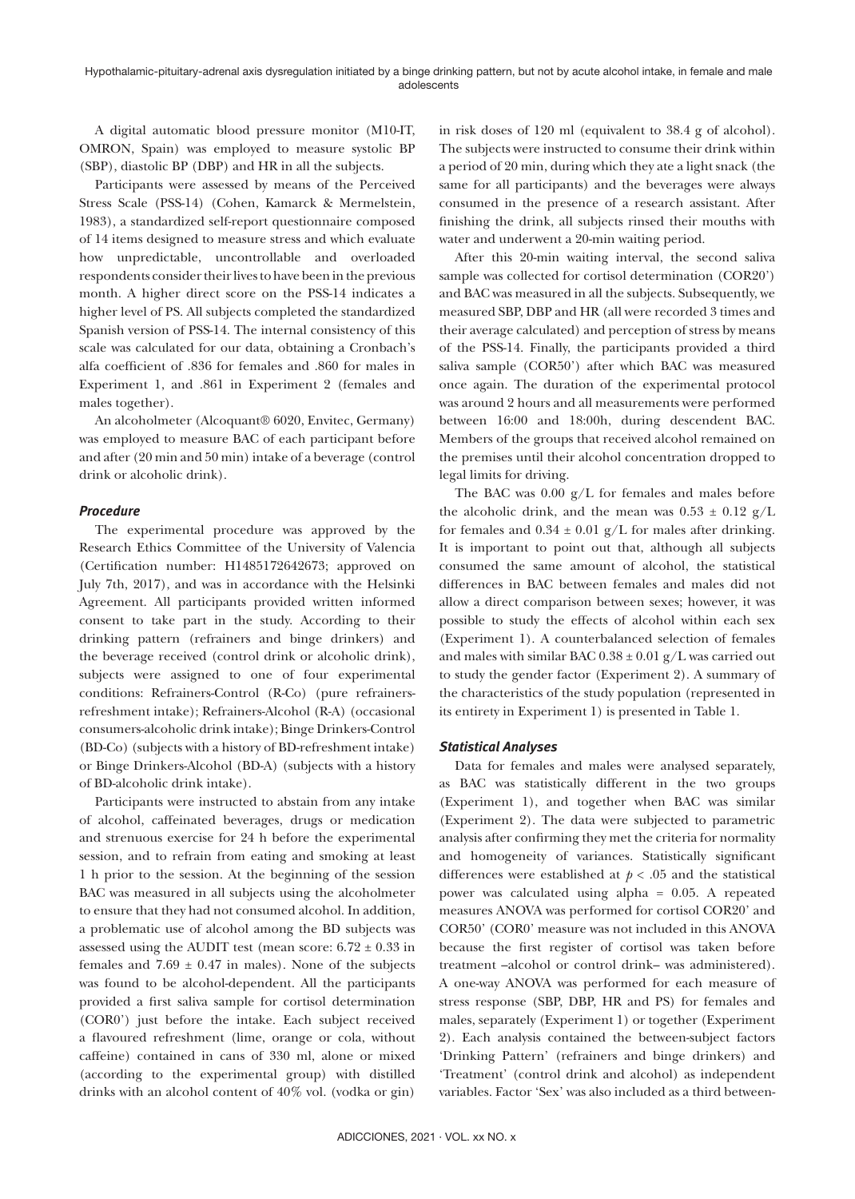A digital automatic blood pressure monitor (M10-IT, OMRON, Spain) was employed to measure systolic BP (SBP), diastolic BP (DBP) and HR in all the subjects.

Participants were assessed by means of the Perceived Stress Scale (PSS-14) (Cohen, Kamarck & Mermelstein, 1983), a standardized self-report questionnaire composed of 14 items designed to measure stress and which evaluate how unpredictable, uncontrollable and overloaded respondents consider their lives to have been in the previous month. A higher direct score on the PSS-14 indicates a higher level of PS. All subjects completed the standardized Spanish version of PSS-14. The internal consistency of this scale was calculated for our data, obtaining a Cronbach's alfa coefficient of .836 for females and .860 for males in Experiment 1, and .861 in Experiment 2 (females and males together).

An alcoholmeter (Alcoquant® 6020, Envitec, Germany) was employed to measure BAC of each participant before and after (20 min and 50 min) intake of a beverage (control drink or alcoholic drink).

### *Procedure*

The experimental procedure was approved by the Research Ethics Committee of the University of Valencia (Certification number: H1485172642673; approved on July 7th, 2017), and was in accordance with the Helsinki Agreement. All participants provided written informed consent to take part in the study. According to their drinking pattern (refrainers and binge drinkers) and the beverage received (control drink or alcoholic drink), subjects were assigned to one of four experimental conditions: Refrainers-Control (R-Co) (pure refrainers-refreshment intake); Refrainers-Alcohol (R-A) (occasional consumers-alcoholic drink intake); Binge Drinkers-Control (BD-Co) (subjects with a history of BD-refreshment intake) or Binge Drinkers-Alcohol (BD-A) (subjects with a history of BD-alcoholic drink intake).

Participants were instructed to abstain from any intake of alcohol, caffeinated beverages, drugs or medication and strenuous exercise for 24 h before the experimental session, and to refrain from eating and smoking at least 1 h prior to the session. At the beginning of the session BAC was measured in all subjects using the alcoholmeter to ensure that they had not consumed alcohol. In addition, a problematic use of alcohol among the BD subjects was assessed using the AUDIT test (mean score: $6.72 \pm 0.33$ in females and $7.69 \pm 0.47$ in males). None of the subjects was found to be alcohol-dependent. All the participants provided a first saliva sample for cortisol determination (COR0') just before the intake. Each subject received a flavoured refreshment (lime, orange or cola, without caffeine) contained in cans of 330 ml, alone or mixed (according to the experimental group) with distilled drinks with an alcohol content of 40% vol. (vodka or gin) in risk doses of 120 ml (equivalent to 38.4 g of alcohol). The subjects were instructed to consume their drink within a period of 20 min, during which they ate a light snack (the same for all participants) and the beverages were always consumed in the presence of a research assistant. After finishing the drink, all subjects rinsed their mouths with water and underwent a 20-min waiting period.

After this 20-min waiting interval, the second saliva sample was collected for cortisol determination (COR20') and BAC was measured in all the subjects. Subsequently, we measured SBP, DBP and HR (all were recorded 3 times and their average calculated) and perception of stress by means of the PSS-14. Finally, the participants provided a third saliva sample (COR50') after which BAC was measured once again. The duration of the experimental protocol was around 2 hours and all measurements were performed between 16:00 and 18:00h, during descendent BAC. Members of the groups that received alcohol remained on the premises until their alcohol concentration dropped to legal limits for driving.

The BAC was 0.00 g/L for females and males before the alcoholic drink, and the mean was $0.53 \pm 0.12$ g/L for females and $0.34 \pm 0.01$ g/L for males after drinking. It is important to point out that, although all subjects consumed the same amount of alcohol, the statistical differences in BAC between females and males did not allow a direct comparison between sexes; however, it was possible to study the effects of alcohol within each sex (Experiment 1). A counterbalanced selection of females and males with similar BAC $0.38 \pm 0.01$ g/L was carried out to study the gender factor (Experiment 2). A summary of the characteristics of the study population (represented in its entirety in Experiment 1) is presented in Table 1.

### *Statistical Analyses*

Data for females and males were analysed separately, as BAC was statistically different in the two groups (Experiment 1), and together when BAC was similar (Experiment 2). The data were subjected to parametric analysis after confirming they met the criteria for normality and homogeneity of variances. Statistically significant differences were established at $p < .05$ and the statistical power was calculated using alpha = 0.05. A repeated measures ANOVA was performed for cortisol COR20' and COR50' (COR0' measure was not included in this ANOVA because the first register of cortisol was taken before treatment –alcohol or control drink– was administered). A one-way ANOVA was performed for each measure of stress response (SBP, DBP, HR and PS) for females and males, separately (Experiment 1) or together (Experiment 2). Each analysis contained the between-subject factors 'Drinking Pattern' (refrainers and binge drinkers) and 'Treatment' (control drink and alcohol) as independent variables. Factor 'Sex' was also included as a third between-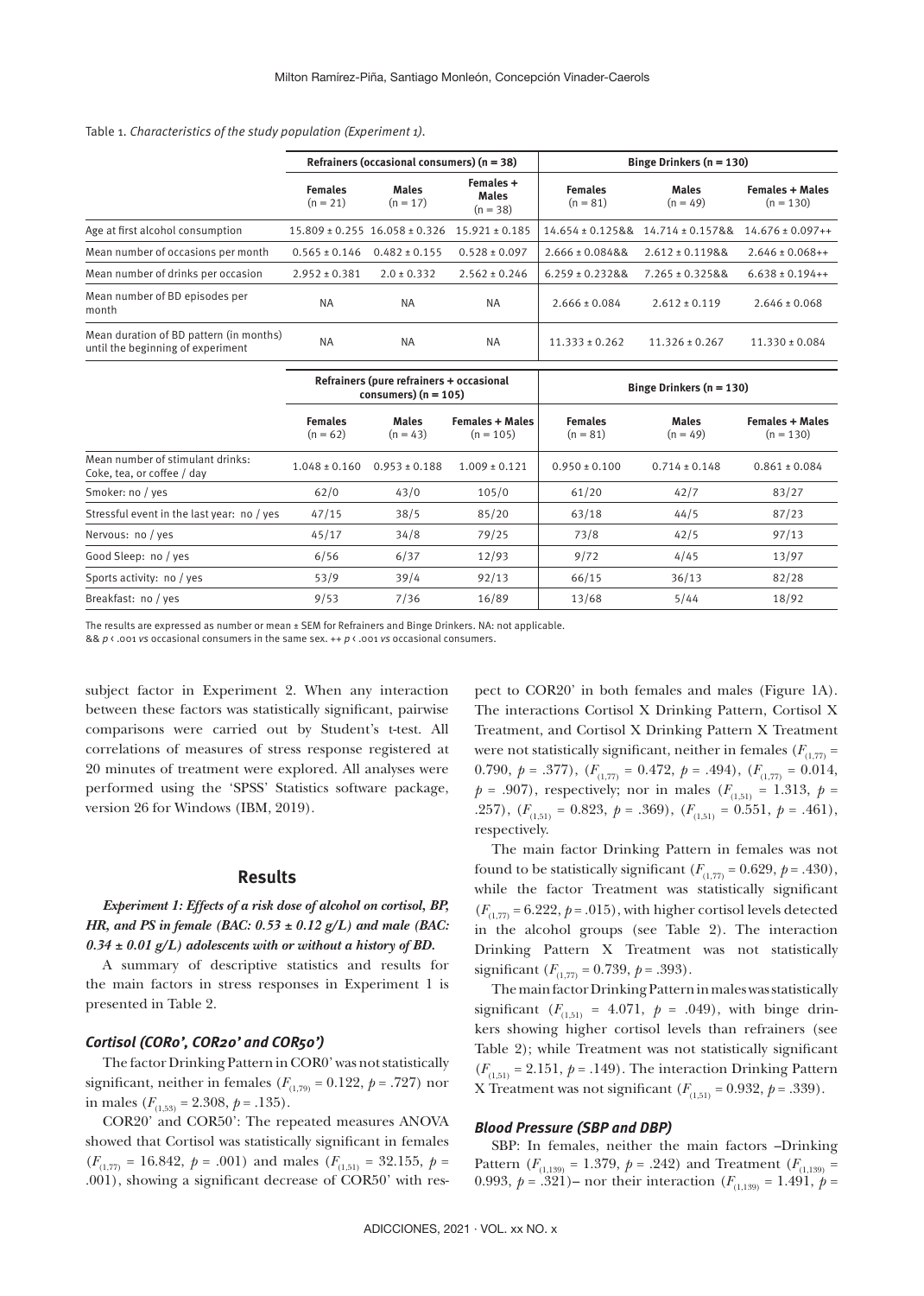Table 1. *Characteristics of the study population (Experiment 1).*

| | Refrainers (occasional consumers) (n = 38) | | | Binge Drinkers (n = 130) | | |
|---|---|---|---|---|---|---|
| | Females (n = 21) | Males (n = 17) | Females + Males (n = 38) | Females (n = 81) | Males (n = 49) | Females + Males (n = 130) |
| Age at first alcohol consumption | 15.809 ± 0.255 | 16.058 ± 0.326 | 15.921 ± 0.185 | 14.654 ± 0.125&& | 14.714 ± 0.157&& | 14.676 ± 0.097++ |
| Mean number of occasions per month | 0.565 ± 0.146 | 0.482 ± 0.155 | 0.528 ± 0.097 | 2.666 ± 0.084&& | 2.612 ± 0.119&& | 2.646 ± 0.068++ |
| Mean number of drinks per occasion | 2.952 ± 0.381 | 2.0 ± 0.332 | 2.562 ± 0.246 | 6.259 ± 0.232&& | 7.265 ± 0.325&& | 6.638 ± 0.194++ |
| Mean number of BD episodes per month | NA | NA | NA | 2.666 ± 0.084 | 2.612 ± 0.119 | 2.646 ± 0.068 |
| Mean duration of BD pattern (in months) until the beginning of experiment | NA | NA | NA | 11.333 ± 0.262 | 11.326 ± 0.267 | 11.330 ± 0.084 |
| | **Refrainers (pure refrainers + occasional consumers) (n = 105)** | | | **Binge Drinkers (n = 130)** | | |
| | **Females (n = 62)** | **Males (n = 43)** | **Females + Males (n = 105)** | **Females (n = 81)** | **Males (n = 49)** | **Females + Males (n = 130)** |
| Mean number of stimulant drinks: Coke, tea, or coffee / day | 1.048 ± 0.160 | 0.953 ± 0.188 | 1.009 ± 0.121 | 0.950 ± 0.100 | 0.714 ± 0.148 | 0.861 ± 0.084 |
| Smoker: no / yes | 62/0 | 43/0 | 105/0 | 61/20 | 42/7 | 83/27 |
| Stressful event in the last year: no / yes | 47/15 | 38/5 | 85/20 | 63/18 | 44/5 | 87/23 |
| Nervous: no / yes | 45/17 | 34/8 | 79/25 | 73/8 | 42/5 | 97/13 |
| Good Sleep: no / yes | 6/56 | 6/37 | 12/93 | 9/72 | 4/45 | 13/97 |
| Sports activity: no / yes | 53/9 | 39/4 | 92/13 | 66/15 | 36/13 | 82/28 |
| Breakfast: no / yes | 9/53 | 7/36 | 16/89 | 13/68 | 5/44 | 18/92 |

The results are expressed as number or mean ± SEM for Refrainers and Binge Drinkers. NA: not applicable.
&& $p < .001$ *vs* occasional consumers in the same sex. ++ $p < .001$ *vs* occasional consumers.

subject factor in Experiment 2. When any interaction between these factors was statistically significant, pairwise comparisons were carried out by Student's t-test. All correlations of measures of stress response registered at 20 minutes of treatment were explored. All analyses were performed using the 'SPSS' Statistics software package, version 26 for Windows (IBM, 2019).

## Results

***Experiment 1: Effects of a risk dose of alcohol on cortisol, BP, HR, and PS in female (BAC: 0.53 ± 0.12 g/L) and male (BAC: 0.34 ± 0.01 g/L) adolescents with or without a history of BD.***

A summary of descriptive statistics and results for the main factors in stress responses in Experiment 1 is presented in Table 2.

### *Cortisol (COR0', COR20' and COR50')*

The factor Drinking Pattern in COR0' was not statistically significant, neither in females ($F_{(1,79)} = 0.122$, $p = .727$) nor in males ($F_{(1,53)} = 2.308$, $p = .135$).

COR20' and COR50': The repeated measures ANOVA showed that Cortisol was statistically significant in females ($F_{(1,77)} = 16.842$, $p = .001$) and males ($F_{(1,51)} = 32.155$, $p = .001$), showing a significant decrease of COR50' with respect to COR20' in both females and males (Figure 1A). The interactions Cortisol X Drinking Pattern, Cortisol X Treatment, and Cortisol X Drinking Pattern X Treatment were not statistically significant, neither in females ($F_{(1,77)} = 0.790$, $p = .377$), ($F_{(1,77)} = 0.472$, $p = .494$), ($F_{(1,77)} = 0.014$, $p = .907$), respectively; nor in males ($F_{(1,51)} = 1.313$, $p = .257$), ($F_{(1,51)} = 0.823$, $p = .369$), ($F_{(1,51)} = 0.551$, $p = .461$), respectively.

The main factor Drinking Pattern in females was not found to be statistically significant ($F_{(1,77)} = 0.629$, $p = .430$), while the factor Treatment was statistically significant ($F_{(1,77)} = 6.222$, $p = .015$), with higher cortisol levels detected in the alcohol groups (see Table 2). The interaction Drinking Pattern X Treatment was not statistically significant ($F_{(1,77)} = 0.739$, $p = .393$).

The main factor Drinking Pattern in males was statistically significant ($F_{(1,51)} = 4.071$, $p = .049$), with binge drinkers showing higher cortisol levels than refrainers (see Table 2); while Treatment was not statistically significant ($F_{(1,51)} = 2.151$, $p = .149$). The interaction Drinking Pattern X Treatment was not significant ($F_{(1,51)} = 0.932$, $p = .339$).

### *Blood Pressure (SBP and DBP)*

SBP: In females, neither the main factors –Drinking Pattern ($F_{(1,139)} = 1.379$, $p = .242$) and Treatment ($F_{(1,139)} = 0.993$, $p = .321$)– nor their interaction ($F_{(1,139)} = 1.491$, $p =$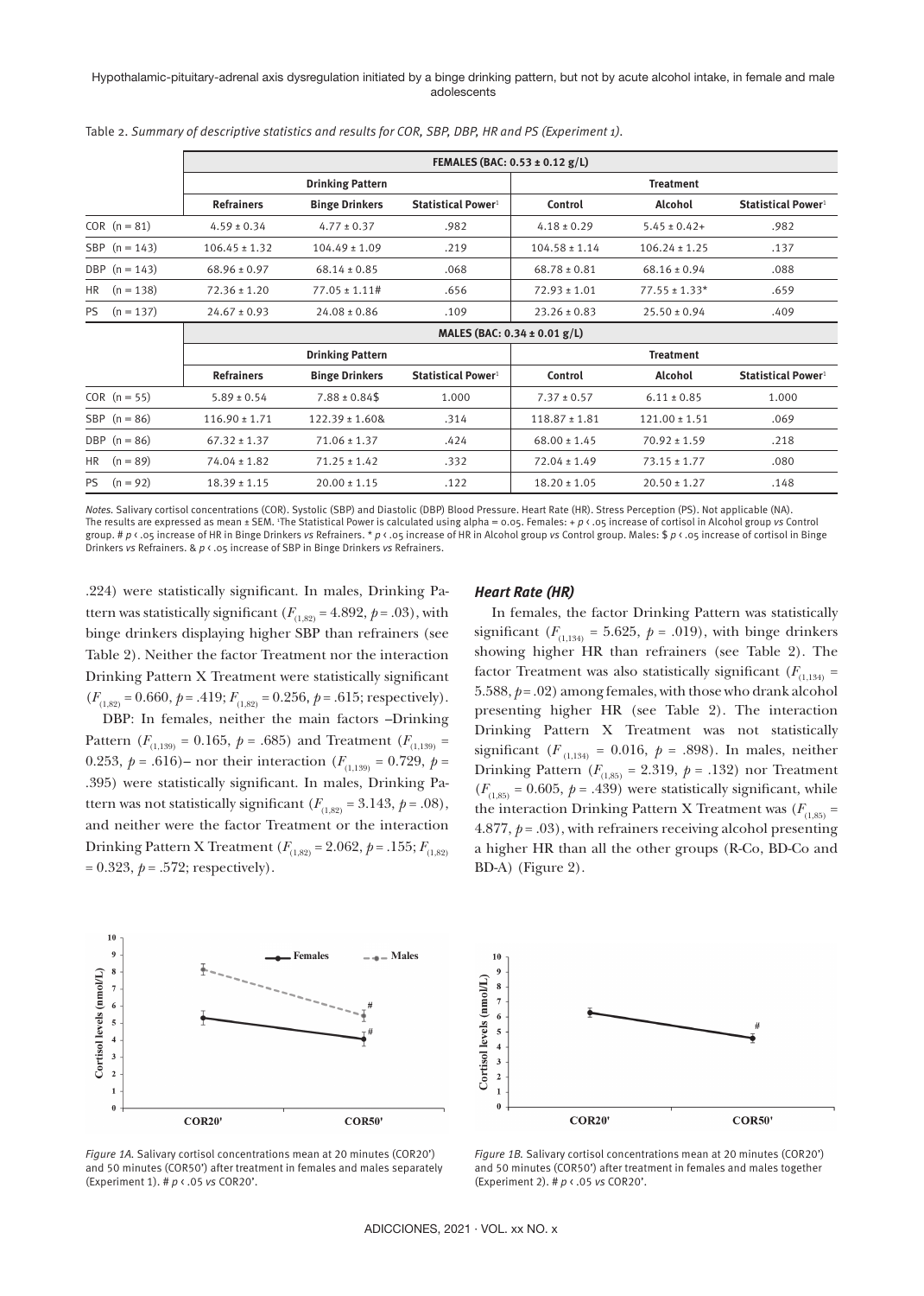Table 2. *Summary of descriptive statistics and results for COR, SBP, DBP, HR and PS (Experiment 1).*

| | FEMALES (BAC: 0.53 ± 0.12 g/L) | | | | | |
|---|---|---|---|---|---|---|
| | Drinking Pattern | | | Treatment | | |
| | Refrainers | Binge Drinkers | Statistical Power[1] | Control | Alcohol | Statistical Power[1] |
| COR (n = 81) | 4.59 ± 0.34 | 4.77 ± 0.37 | .982 | 4.18 ± 0.29 | 5.45 ± 0.42+ | .982 |
| SBP (n = 143) | 106.45 ± 1.32 | 104.49 ± 1.09 | .219 | 104.58 ± 1.14 | 106.24 ± 1.25 | .137 |
| DBP (n = 143) | 68.96 ± 0.97 | 68.14 ± 0.85 | .068 | 68.78 ± 0.81 | 68.16 ± 0.94 | .088 |
| HR (n = 138) | 72.36 ± 1.20 | 77.05 ± 1.11# | .656 | 72.93 ± 1.01 | 77.55 ± 1.33* | .659 |
| PS (n = 137) | 24.67 ± 0.93 | 24.08 ± 0.86 | .109 | 23.26 ± 0.83 | 25.50 ± 0.94 | .409 |
| | **MALES (BAC: 0.34 ± 0.01 g/L)** | | | | | |
| | **Drinking Pattern** | | | **Treatment** | | |
| | **Refrainers** | **Binge Drinkers** | **Statistical Power[1]** | **Control** | **Alcohol** | **Statistical Power[1]** |
| COR (n = 55) | 5.89 ± 0.54 | 7.88 ± 0.84$ | 1.000 | 7.37 ± 0.57 | 6.11 ± 0.85 | 1.000 |
| SBP (n = 86) | 116.90 ± 1.71 | 122.39 ± 1.60& | .314 | 118.87 ± 1.81 | 121.00 ± 1.51 | .069 |
| DBP (n = 86) | 67.32 ± 1.37 | 71.06 ± 1.37 | .424 | 68.00 ± 1.45 | 70.92 ± 1.59 | .218 |
| HR (n = 89) | 74.04 ± 1.82 | 71.25 ± 1.42 | .332 | 72.04 ± 1.49 | 73.15 ± 1.77 | .080 |
| PS (n = 92) | 18.39 ± 1.15 | 20.00 ± 1.15 | .122 | 18.20 ± 1.05 | 20.50 ± 1.27 | .148 |

*Notes.* Salivary cortisol concentrations (COR). Systolic (SBP) and Diastolic (DBP) Blood Pressure. Heart Rate (HR). Stress Perception (PS). Not applicable (NA). The results are expressed as mean ± SEM. [1]The Statistical Power is calculated using alpha = 0.05. Females: + $p < .05$ increase of cortisol in Alcohol group *vs* Control group. # $p < .05$ increase of HR in Binge Drinkers *vs* Refrainers. * $p < .05$ increase of HR in Alcohol group *vs* Control group. Males: $ $p < .05$ increase of cortisol in Binge Drinkers *vs* Refrainers. & $p < .05$ increase of SBP in Binge Drinkers *vs* Refrainers.

.224) were statistically significant. In males, Drinking Pattern was statistically significant ($F_{(1,82)} = 4.892$, $p = .03$), with binge drinkers displaying higher SBP than refrainers (see Table 2). Neither the factor Treatment nor the interaction Drinking Pattern X Treatment were statistically significant ($F_{(1,82)} = 0.660$, $p = .419$; $F_{(1,82)} = 0.256$, $p = .615$; respectively).

DBP: In females, neither the main factors –Drinking Pattern ($F_{(1,139)} = 0.165$, $p = .685$) and Treatment ($F_{(1,139)} = 0.253$, $p = .616$)– nor their interaction ($F_{(1,139)} = 0.729$, $p = .395$) were statistically significant. In males, Drinking Pattern was not statistically significant ($F_{(1,82)} = 3.143$, $p = .08$), and neither were the factor Treatment or the interaction Drinking Pattern X Treatment ($F_{(1,82)} = 2.062$, $p = .155$; $F_{(1,82)} = 0.323$, $p = .572$; respectively).

### *Heart Rate (HR)*

In females, the factor Drinking Pattern was statistically significant ($F_{(1,134)} = 5.625$, $p = .019$), with binge drinkers showing higher HR than refrainers (see Table 2). The factor Treatment was also statistically significant ($F_{(1,134)} = 5.588$, $p = .02$) among females, with those who drank alcohol presenting higher HR (see Table 2). The interaction Drinking Pattern X Treatment was not statistically significant ($F_{(1,134)} = 0.016$, $p = .898$). In males, neither Drinking Pattern ($F_{(1,85)} = 2.319$, $p = .132$) nor Treatment ($F_{(1,85)} = 0.605$, $p = .439$) were statistically significant, while the interaction Drinking Pattern X Treatment was ($F_{(1,85)} = 4.877$, $p = .03$), with refrainers receiving alcohol presenting a higher HR than all the other groups (R-Co, BD-Co and BD-A) (Figure 2).

*Figure 1A.* Salivary cortisol concentrations mean at 20 minutes (COR20') and 50 minutes (COR50') after treatment in females and males separately (Experiment 1). # $p < .05$ *vs* COR20'.

*Figure 1B.* Salivary cortisol concentrations mean at 20 minutes (COR20') and 50 minutes (COR50') after treatment in females and males together (Experiment 2). # $p < .05$ *vs* COR20'.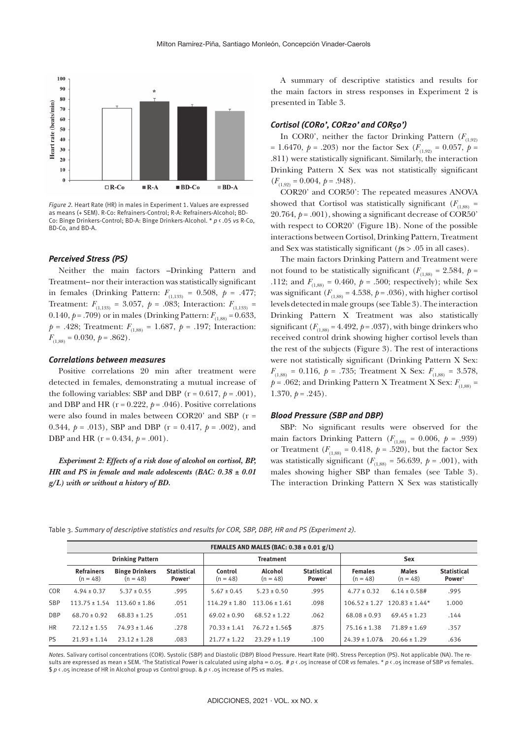*Figure 2.* Heart Rate (HR) in males in Experiment 1. Values are expressed as means (+ SEM). R-Co: Refrainers-Control; R-A: Refrainers-Alcohol; BD-Co: Binge Drinkers-Control; BD-A: Binge Drinkers-Alcohol. * $p < .05$ *vs* R-Co, BD-Co, and BD-A.

### *Perceived Stress (PS)*

Neither the main factors –Drinking Pattern and Treatment– nor their interaction was statistically significant in females (Drinking Pattern: $F_{(1,133)} = 0.508$, $p = .477$; Treatment: $F_{(1,133)} = 3.057$, $p = .083$; Interaction: $F_{(1,133)} = 0.140$, $p = .709$) or in males (Drinking Pattern: $F_{(1,88)} = 0.633$, $p = .428$; Treatment: $F_{(1,88)} = 1.687$, $p = .197$; Interaction: $F_{(1,88)} = 0.030$, $p = .862$).

### *Correlations between measures*

Positive correlations 20 min after treatment were detected in females, demonstrating a mutual increase of the following variables: SBP and DBP ($r = 0.617$, $p = .001$), and DBP and HR ($r = 0.222$, $p = .046$). Positive correlations were also found in males between COR20' and SBP ($r = 0.344$, $p = .013$), SBP and DBP ($r = 0.417$, $p = .002$), and DBP and HR ($r = 0.434$, $p = .001$).

***Experiment 2: Effects of a risk dose of alcohol on cortisol, BP, HR and PS in female and male adolescents (BAC: 0.38 ± 0.01 g/L) with or without a history of BD.***

A summary of descriptive statistics and results for the main factors in stress responses in Experiment 2 is presented in Table 3.

### *Cortisol (COR0', COR20' and COR50')*

In COR0', neither the factor Drinking Pattern ($F_{(1,92)} = 1.6470$, $p = .203$) nor the factor Sex ($F_{(1,92)} = 0.057$, $p = .811$) were statistically significant. Similarly, the interaction Drinking Pattern X Sex was not statistically significant ($F_{(1,92)} = 0.004$, $p = .948$).

COR20' and COR50': The repeated measures ANOVA showed that Cortisol was statistically significant ($F_{(1,88)} = 20.764$, $p = .001$), showing a significant decrease of COR50' with respect to COR20' (Figure 1B). None of the possible interactions between Cortisol, Drinking Pattern, Treatment and Sex was statistically significant ($p$s > .05 in all cases).

The main factors Drinking Pattern and Treatment were not found to be statistically significant ($F_{(1,88)} = 2.584$, $p = .112$; and $F_{(1,88)} = 0.460$, $p = .500$; respectively); while Sex was significant ($F_{(1,88)} = 4.538$, $p = .036$), with higher cortisol levels detected in male groups (see Table 3). The interaction Drinking Pattern X Treatment was also statistically significant ($F_{(1,88)} = 4.492$, $p = .037$), with binge drinkers who received control drink showing higher cortisol levels than the rest of the subjects (Figure 3). The rest of interactions were not statistically significant (Drinking Pattern X Sex: $F_{(1,88)} = 0.116$, $p = .735$; Treatment X Sex: $F_{(1,88)} = 3.578$, $p = .062$; and Drinking Pattern X Treatment X Sex: $F_{(1,88)} = 1.370$, $p = .245$).

### *Blood Pressure (SBP and DBP)*

SBP: No significant results were observed for the main factors Drinking Pattern ($F_{(1,88)} = 0.006$, $p = .939$) or Treatment ($F_{(1,88)} = 0.418$, $p = .520$), but the factor Sex was statistically significant ($F_{(1,88)} = 56.639$, $p = .001$), with males showing higher SBP than females (see Table 3). The interaction Drinking Pattern X Sex was statistically

Table 3. *Summary of descriptive statistics and results for COR, SBP, DBP, HR and PS (Experiment 2).*

| | FEMALES AND MALES (BAC: 0.38 ± 0.01 g/L) | | | | | | | | |
|---|---|---|---|---|---|---|---|---|---|
| | Drinking Pattern | | | Treatment | | | Sex | | |
| | Refrainers (n = 48) | Binge Drinkers (n = 48) | Statistical Power[1] | Control (n = 48) | Alcohol (n = 48) | Statistical Power[1] | Females (n = 48) | Males (n = 48) | Statistical Power[1] |
| COR | 4.94 ± 0.37 | 5.37 ± 0.55 | .995 | 5.67 ± 0.45 | 5.23 ± 0.50 | .995 | 4.77 ± 0.32 | 6.14 ± 0.58# | .995 |
| SBP | 113.75 ± 1.54 | 113.60 ± 1.86 | .051 | 114.29 ± 1.80 | 113.06 ± 1.61 | .098 | 106.52 ± 1.27 | 120.83 ± 1.44* | 1.000 |
| DBP | 68.70 ± 0.92 | 68.83 ± 1.25 | .051 | 69.02 ± 0.90 | 68.52 ± 1.22 | .062 | 68.08 ± 0.93 | 69.45 ± 1.23 | .144 |
| HR | 72.12 ± 1.55 | 74.93 ± 1.46 | .278 | 70.33 ± 1.41 | 76.72 ± 1.56$ | .875 | 75.16 ± 1.38 | 71.89 ± 1.69 | .357 |
| PS | 21.93 ± 1.14 | 23.12 ± 1.28 | .083 | 21.77 ± 1.22 | 23.29 ± 1.19 | .100 | 24.39 ± 1.07& | 20.66 ± 1.29 | .636 |

*Notes.* Salivary cortisol concentrations (COR). Systolic (SBP) and Diastolic (DBP) Blood Pressure. Heart Rate (HR). Stress Perception (PS). Not applicable (NA). The results are expressed as mean ± SEM. [1]The Statistical Power is calculated using alpha = 0.05. # $p < .05$ increase of COR *vs* females. * $p < .05$ increase of SBP *vs* females. $ $p < .05$ increase of HR in Alcohol group *vs* Control group. & $p < .05$ increase of PS *vs* males.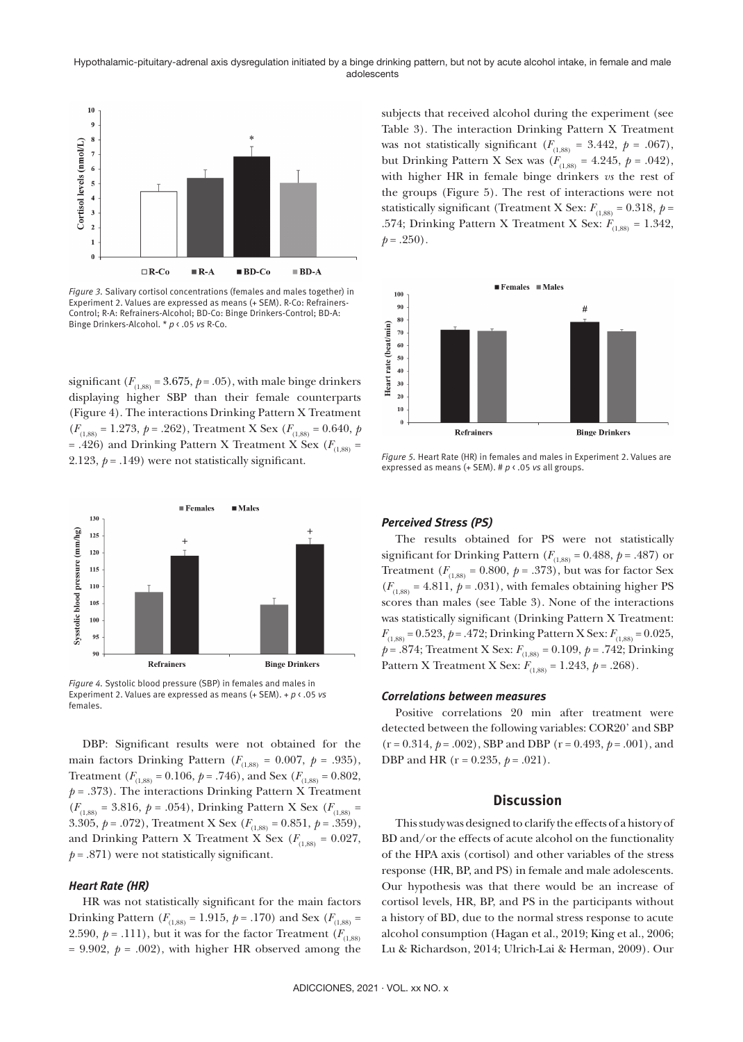*Figure 3.* Salivary cortisol concentrations (females and males together) in Experiment 2. Values are expressed as means (+ SEM). R-Co: Refrainers-Control; R-A: Refrainers-Alcohol; BD-Co: Binge Drinkers-Control; BD-A: Binge Drinkers-Alcohol. * $p < .05$ *vs* R-Co.

significant ($F_{(1,88)} = 3.675$, $p = .05$), with male binge drinkers displaying higher SBP than their female counterparts (Figure 4). The interactions Drinking Pattern X Treatment ($F_{(1,88)} = 1.273$, $p = .262$), Treatment X Sex ($F_{(1,88)} = 0.640$, $p = .426$) and Drinking Pattern X Treatment X Sex ($F_{(1,88)} = 2.123$, $p = .149$) were not statistically significant.

*Figure 4.* Systolic blood pressure (SBP) in females and males in Experiment 2. Values are expressed as means (+ SEM). + $p < .05$ *vs* females.

DBP: Significant results were not obtained for the main factors Drinking Pattern ($F_{(1,88)} = 0.007$, $p = .935$), Treatment ($F_{(1,88)} = 0.106$, $p = .746$), and Sex ($F_{(1,88)} = 0.802$, $p = .373$). The interactions Drinking Pattern X Treatment ($F_{(1,88)} = 3.816$, $p = .054$), Drinking Pattern X Sex ($F_{(1,88)} = 3.305$, $p = .072$), Treatment X Sex ($F_{(1,88)} = 0.851$, $p = .359$), and Drinking Pattern X Treatment X Sex ($F_{(1,88)} = 0.027$, $p = .871$) were not statistically significant.

### *Heart Rate (HR)*

HR was not statistically significant for the main factors Drinking Pattern ($F_{(1,88)} = 1.915$, $p = .170$) and Sex ($F_{(1,88)} = 2.590$, $p = .111$), but it was for the factor Treatment ($F_{(1,88)} = 9.902$, $p = .002$), with higher HR observed among the subjects that received alcohol during the experiment (see Table 3). The interaction Drinking Pattern X Treatment was not statistically significant ($F_{(1,88)} = 3.442$, $p = .067$), but Drinking Pattern X Sex was ($F_{(1,88)} = 4.245$, $p = .042$), with higher HR in female binge drinkers *vs* the rest of the groups (Figure 5). The rest of interactions were not statistically significant (Treatment X Sex: $F_{(1,88)} = 0.318$, $p = .574$; Drinking Pattern X Treatment X Sex: $F_{(1,88)} = 1.342$, $p = .250$).

*Figure 5.* Heart Rate (HR) in females and males in Experiment 2. Values are expressed as means (+ SEM). # $p < .05$ *vs* all groups.

### *Perceived Stress (PS)*

The results obtained for PS were not statistically significant for Drinking Pattern ($F_{(1,88)} = 0.488$, $p = .487$) or Treatment ($F_{(1,88)} = 0.800$, $p = .373$), but was for factor Sex ($F_{(1,88)} = 4.811$, $p = .031$), with females obtaining higher PS scores than males (see Table 3). None of the interactions was statistically significant (Drinking Pattern X Treatment: $F_{(1,88)} = 0.523$, $p = .472$; Drinking Pattern X Sex: $F_{(1,88)} = 0.025$, $p = .874$; Treatment X Sex: $F_{(1,88)} = 0.109$, $p = .742$; Drinking Pattern X Treatment X Sex: $F_{(1,88)} = 1.243$, $p = .268$).

### *Correlations between measures*

Positive correlations 20 min after treatment were detected between the following variables: COR20' and SBP ($r = 0.314$, $p = .002$), SBP and DBP ($r = 0.493$, $p = .001$), and DBP and HR ($r = 0.235$, $p = .021$).

## Discussion

This study was designed to clarify the effects of a history of BD and/or the effects of acute alcohol on the functionality of the HPA axis (cortisol) and other variables of the stress response (HR, BP, and PS) in female and male adolescents. Our hypothesis was that there would be an increase of cortisol levels, HR, BP, and PS in the participants without a history of BD, due to the normal stress response to acute alcohol consumption (Hagan et al., 2019; King et al., 2006; Lu & Richardson, 2014; Ulrich-Lai & Herman, 2009). Our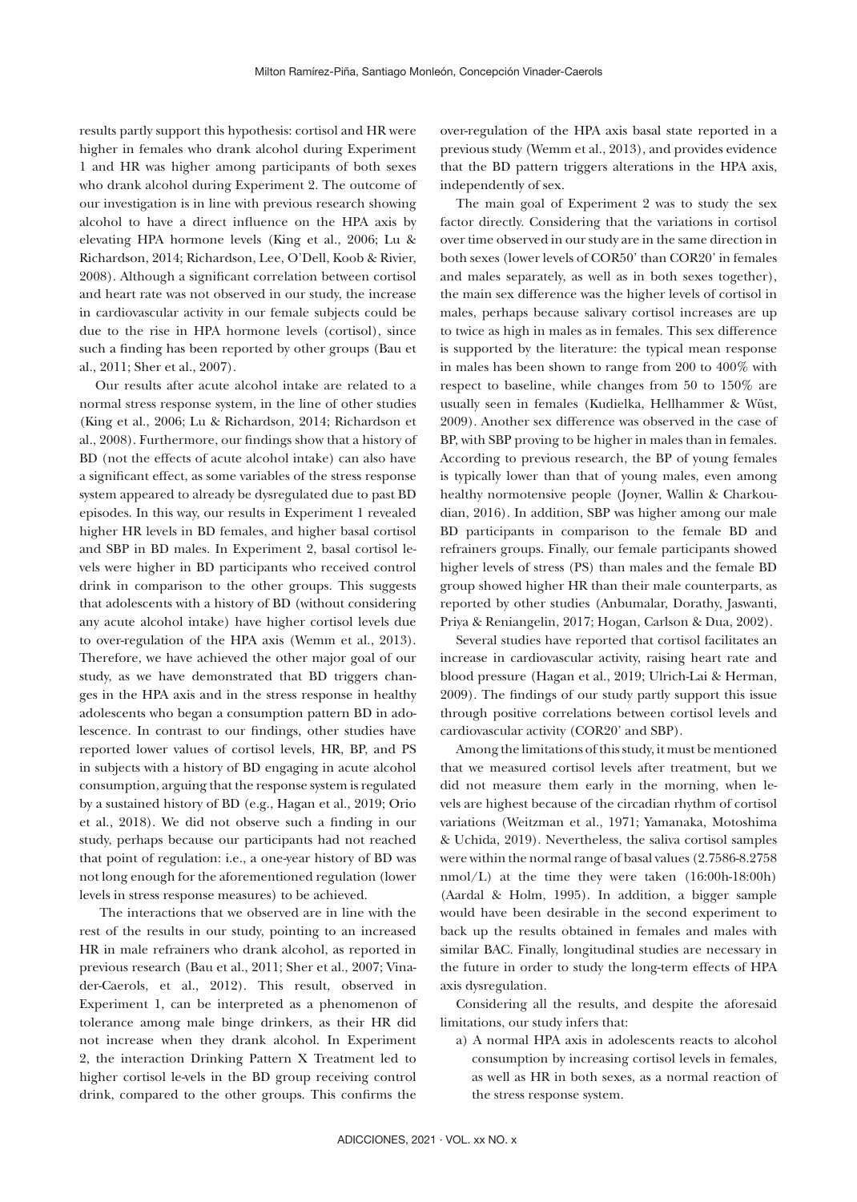results partly support this hypothesis: cortisol and HR were higher in females who drank alcohol during Experiment 1 and HR was higher among participants of both sexes who drank alcohol during Experiment 2. The outcome of our investigation is in line with previous research showing alcohol to have a direct influence on the HPA axis by elevating HPA hormone levels (King et al., 2006; Lu & Richardson, 2014; Richardson, Lee, O'Dell, Koob & Rivier, 2008). Although a significant correlation between cortisol and heart rate was not observed in our study, the increase in cardiovascular activity in our female subjects could be due to the rise in HPA hormone levels (cortisol), since such a finding has been reported by other groups (Bau et al., 2011; Sher et al., 2007).

Our results after acute alcohol intake are related to a normal stress response system, in the line of other studies (King et al., 2006; Lu & Richardson, 2014; Richardson et al., 2008). Furthermore, our findings show that a history of BD (not the effects of acute alcohol intake) can also have a significant effect, as some variables of the stress response system appeared to already be dysregulated due to past BD episodes. In this way, our results in Experiment 1 revealed higher HR levels in BD females, and higher basal cortisol and SBP in BD males. In Experiment 2, basal cortisol levels were higher in BD participants who received control drink in comparison to the other groups. This suggests that adolescents with a history of BD (without considering any acute alcohol intake) have higher cortisol levels due to over-regulation of the HPA axis (Wemm et al., 2013). Therefore, we have achieved the other major goal of our study, as we have demonstrated that BD triggers changes in the HPA axis and in the stress response in healthy adolescents who began a consumption pattern BD in adolescence. In contrast to our findings, other studies have reported lower values of cortisol levels, HR, BP, and PS in subjects with a history of BD engaging in acute alcohol consumption, arguing that the response system is regulated by a sustained history of BD (e.g., Hagan et al., 2019; Orio et al., 2018). We did not observe such a finding in our study, perhaps because our participants had not reached that point of regulation: i.e., a one-year history of BD was not long enough for the aforementioned regulation (lower levels in stress response measures) to be achieved.

The interactions that we observed are in line with the rest of the results in our study, pointing to an increased HR in male refrainers who drank alcohol, as reported in previous research (Bau et al., 2011; Sher et al., 2007; Vinader-Caerols, et al., 2012). This result, observed in Experiment 1, can be interpreted as a phenomenon of tolerance among male binge drinkers, as their HR did not increase when they drank alcohol. In Experiment 2, the interaction Drinking Pattern X Treatment led to higher cortisol le-vels in the BD group receiving control drink, compared to the other groups. This confirms the over-regulation of the HPA axis basal state reported in a previous study (Wemm et al., 2013), and provides evidence that the BD pattern triggers alterations in the HPA axis, independently of sex.

The main goal of Experiment 2 was to study the sex factor directly. Considering that the variations in cortisol over time observed in our study are in the same direction in both sexes (lower levels of COR50' than COR20' in females and males separately, as well as in both sexes together), the main sex difference was the higher levels of cortisol in males, perhaps because salivary cortisol increases are up to twice as high in males as in females. This sex difference is supported by the literature: the typical mean response in males has been shown to range from 200 to 400% with respect to baseline, while changes from 50 to 150% are usually seen in females (Kudielka, Hellhammer & Wüst, 2009). Another sex difference was observed in the case of BP, with SBP proving to be higher in males than in females. According to previous research, the BP of young females is typically lower than that of young males, even among healthy normotensive people (Joyner, Wallin & Charkoudian, 2016). In addition, SBP was higher among our male BD participants in comparison to the female BD and refrainers groups. Finally, our female participants showed higher levels of stress (PS) than males and the female BD group showed higher HR than their male counterparts, as reported by other studies (Anbumalar, Dorathy, Jaswanti, Priya & Reniangelin, 2017; Hogan, Carlson & Dua, 2002).

Several studies have reported that cortisol facilitates an increase in cardiovascular activity, raising heart rate and blood pressure (Hagan et al., 2019; Ulrich-Lai & Herman, 2009). The findings of our study partly support this issue through positive correlations between cortisol levels and cardiovascular activity (COR20' and SBP).

Among the limitations of this study, it must be mentioned that we measured cortisol levels after treatment, but we did not measure them early in the morning, when levels are highest because of the circadian rhythm of cortisol variations (Weitzman et al., 1971; Yamanaka, Motoshima & Uchida, 2019). Nevertheless, the saliva cortisol samples were within the normal range of basal values (2.7586-8.2758 nmol/L) at the time they were taken (16:00h-18:00h) (Aardal & Holm, 1995). In addition, a bigger sample would have been desirable in the second experiment to back up the results obtained in females and males with similar BAC. Finally, longitudinal studies are necessary in the future in order to study the long-term effects of HPA axis dysregulation.

Considering all the results, and despite the aforesaid limitations, our study infers that:

a) A normal HPA axis in adolescents reacts to alcohol consumption by increasing cortisol levels in females, as well as HR in both sexes, as a normal reaction of the stress response system.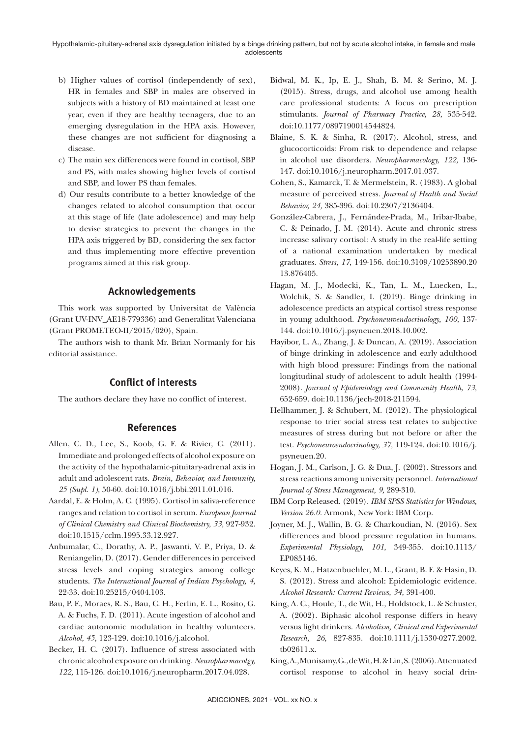b) Higher values of cortisol (independently of sex), HR in females and SBP in males are observed in subjects with a history of BD maintained at least one year, even if they are healthy teenagers, due to an emerging dysregulation in the HPA axis. However, these changes are not sufficient for diagnosing a disease.

c) The main sex differences were found in cortisol, SBP and PS, with males showing higher levels of cortisol and SBP, and lower PS than females.

d) Our results contribute to a better knowledge of the changes related to alcohol consumption that occur at this stage of life (late adolescence) and may help to devise strategies to prevent the changes in the HPA axis triggered by BD, considering the sex factor and thus implementing more effective prevention programs aimed at this risk group.

## Acknowledgements

This work was supported by Universitat de València (Grant UV-INV_AE18-779336) and Generalitat Valenciana (Grant PROMETEO-II/2015/020), Spain.

The authors wish to thank Mr. Brian Normanly for his editorial assistance.

## Conflict of interests

The authors declare they have no conflict of interest.

## References

Allen, C. D., Lee, S., Koob, G. F. & Rivier, C. (2011). Immediate and prolonged effects of alcohol exposure on the activity of the hypothalamic-pituitary-adrenal axis in adult and adolescent rats. *Brain, Behavior, and Immunity, 25 (Supl. 1),* 50-60. doi:10.1016/j.bbi.2011.01.016.

Aardal, E. & Holm, A. C. (1995). Cortisol in saliva-reference ranges and relation to cortisol in serum. *European Journal of Clinical Chemistry and Clinical Biochemistry, 33,* 927-932. doi:10.1515/cclm.1995.33.12.927.

Anbumalar, C., Dorathy, A. P., Jaswanti, V. P., Priya, D. & Reniangelin, D. (2017). Gender differences in perceived stress levels and coping strategies among college students. *The International Journal of Indian Psychology, 4,* 22-33. doi:10.25215/0404.103.

Bau, P. F., Moraes, R. S., Bau, C. H., Ferlin, E. L., Rosito, G. A. & Fuchs, F. D. (2011). Acute ingestion of alcohol and cardiac autonomic modulation in healthy volunteers. *Alcohol, 45,* 123-129. doi:10.1016/j.alcohol.

Becker, H. C. (2017). Influence of stress associated with chronic alcohol exposure on drinking. *Neuropharmacolgy, 122,* 115-126. doi:10.1016/j.neuropharm.2017.04.028.

Bidwal, M. K., Ip, E. J., Shah, B. M. & Serino, M. J. (2015). Stress, drugs, and alcohol use among health care professional students: A focus on prescription stimulants. *Journal of Pharmacy Practice, 28,* 535-542. doi:10.1177/0897190014544824.

Blaine, S. K. & Sinha, R. (2017). Alcohol, stress, and glucocorticoids: From risk to dependence and relapse in alcohol use disorders. *Neuropharmacology, 122,* 136-147. doi:10.1016/j.neuropharm.2017.01.037.

Cohen, S., Kamarck, T. & Mermelstein, R. (1983). A global measure of perceived stress. *Journal of Health and Social Behavior, 24,* 385-396. doi:10.2307/2136404.

González-Cabrera, J., Fernández-Prada, M., Iribar-Ibabe, C. & Peinado, J. M. (2014). Acute and chronic stress increase salivary cortisol: A study in the real-life setting of a national examination undertaken by medical graduates. *Stress, 17,* 149-156. doi:10.3109/10253890.2013.876405.

Hagan, M. J., Modecki, K., Tan, L. M., Luecken, L., Wolchik, S. & Sandler, I. (2019). Binge drinking in adolescence predicts an atypical cortisol stress response in young adulthood. *Psychoneuroendocrinology, 100,* 137-144. doi:10.1016/j.psyneuen.2018.10.002.

Hayibor, L. A., Zhang, J. & Duncan, A. (2019). Association of binge drinking in adolescence and early adulthood with high blood pressure: Findings from the national longitudinal study of adolescent to adult health (1994-2008). *Journal of Epidemiology and Community Health, 73,* 652-659. doi:10.1136/jech-2018-211594.

Hellhammer, J. & Schubert, M. (2012). The physiological response to trier social stress test relates to subjective measures of stress during but not before or after the test. *Psychoneuroendocrinology, 37,* 119-124. doi:10.1016/j.psyneuen.20.

Hogan, J. M., Carlson, J. G. & Dua, J. (2002). Stressors and stress reactions among university personnel. *International Journal of Stress Management, 9,* 289-310.

IBM Corp Released. (2019). *IBM SPSS Statistics for Windows, Version 26.0.* Armonk, New York: IBM Corp.

Joyner, M. J., Wallin, B. G. & Charkoudian, N. (2016). Sex differences and blood pressure regulation in humans. *Experimental Physiology, 101,* 349-355. doi:10.1113/EP085146.

Keyes, K. M., Hatzenbuehler, M. L., Grant, B. F. & Hasin, D. S. (2012). Stress and alcohol: Epidemiologic evidence. *Alcohol Research: Current Reviews, 34,* 391-400.

King, A. C., Houle, T., de Wit, H., Holdstock, L. & Schuster, A. (2002). Biphasic alcohol response differs in heavy versus light drinkers. *Alcoholism, Clinical and Experimental Research, 26,* 827-835. doi:10.1111/j.1530-0277.2002.tb02611.x.

King, A., Munisamy, G., de Wit, H. & Lin, S. (2006). Attenuated cortisol response to alcohol in heavy social drin-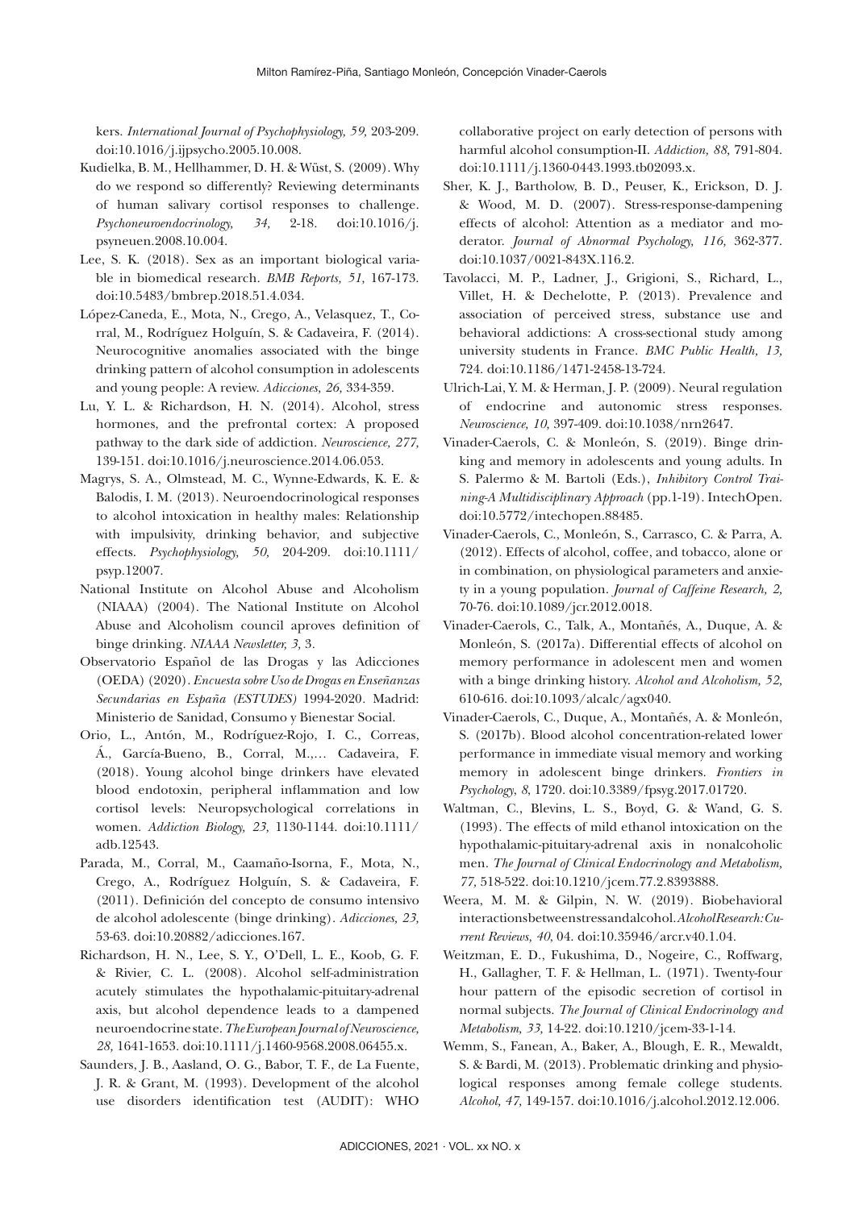kers. *International Journal of Psychophysiology, 59,* 203-209. doi:10.1016/j.ijpsycho.2005.10.008.

Kudielka, B. M., Hellhammer, D. H. & Wüst, S. (2009). Why do we respond so differently? Reviewing determinants of human salivary cortisol responses to challenge. *Psychoneuroendocrinology, 34,* 2-18. doi:10.1016/j.psyneuen.2008.10.004.

Lee, S. K. (2018). Sex as an important biological variable in biomedical research. *BMB Reports, 51,* 167-173. doi:10.5483/bmbrep.2018.51.4.034.

López-Caneda, E., Mota, N., Crego, A., Velasquez, T., Corral, M., Rodríguez Holguín, S. & Cadaveira, F. (2014). Neurocognitive anomalies associated with the binge drinking pattern of alcohol consumption in adolescents and young people: A review. *Adicciones, 26,* 334-359.

Lu, Y. L. & Richardson, H. N. (2014). Alcohol, stress hormones, and the prefrontal cortex: A proposed pathway to the dark side of addiction. *Neuroscience, 277,* 139-151. doi:10.1016/j.neuroscience.2014.06.053.

Magrys, S. A., Olmstead, M. C., Wynne-Edwards, K. E. & Balodis, I. M. (2013). Neuroendocrinological responses to alcohol intoxication in healthy males: Relationship with impulsivity, drinking behavior, and subjective effects. *Psychophysiology, 50,* 204-209. doi:10.1111/psyp.12007.

National Institute on Alcohol Abuse and Alcoholism (NIAAA) (2004). The National Institute on Alcohol Abuse and Alcoholism council aproves definition of binge drinking. *NIAAA Newsletter, 3,* 3.

Observatorio Español de las Drogas y las Adicciones (OEDA) (2020). *Encuesta sobre Uso de Drogas en Enseñanzas Secundarias en España (ESTUDES)* 1994-2020. Madrid: Ministerio de Sanidad, Consumo y Bienestar Social.

Orio, L., Antón, M., Rodríguez-Rojo, I. C., Correas, Á., García-Bueno, B., Corral, M.,… Cadaveira, F. (2018). Young alcohol binge drinkers have elevated blood endotoxin, peripheral inflammation and low cortisol levels: Neuropsychological correlations in women. *Addiction Biology, 23,* 1130-1144. doi:10.1111/adb.12543.

Parada, M., Corral, M., Caamaño-Isorna, F., Mota, N., Crego, A., Rodríguez Holguín, S. & Cadaveira, F. (2011). Definición del concepto de consumo intensivo de alcohol adolescente (binge drinking). *Adicciones, 23,* 53-63. doi:10.20882/adicciones.167.

Richardson, H. N., Lee, S. Y., O'Dell, L. E., Koob, G. F. & Rivier, C. L. (2008). Alcohol self-administration acutely stimulates the hypothalamic-pituitary-adrenal axis, but alcohol dependence leads to a dampened neuroendocrine state. *The European Journal of Neuroscience, 28,* 1641-1653. doi:10.1111/j.1460-9568.2008.06455.x.

Saunders, J. B., Aasland, O. G., Babor, T. F., de La Fuente, J. R. & Grant, M. (1993). Development of the alcohol use disorders identification test (AUDIT): WHO collaborative project on early detection of persons with harmful alcohol consumption-II. *Addiction, 88,* 791-804. doi:10.1111/j.1360-0443.1993.tb02093.x.

Sher, K. J., Bartholow, B. D., Peuser, K., Erickson, D. J. & Wood, M. D. (2007). Stress-response-dampening effects of alcohol: Attention as a mediator and moderator. *Journal of Abnormal Psychology, 116,* 362-377. doi:10.1037/0021-843X.116.2.

Tavolacci, M. P., Ladner, J., Grigioni, S., Richard, L., Villet, H. & Dechelotte, P. (2013). Prevalence and association of perceived stress, substance use and behavioral addictions: A cross-sectional study among university students in France. *BMC Public Health, 13,* 724. doi:10.1186/1471-2458-13-724.

Ulrich-Lai, Y. M. & Herman, J. P. (2009). Neural regulation of endocrine and autonomic stress responses. *Neuroscience, 10,* 397-409. doi:10.1038/nrn2647.

Vinader-Caerols, C. & Monleón, S. (2019). Binge drinking and memory in adolescents and young adults. In S. Palermo & M. Bartoli (Eds.), *Inhibitory Control Training-A Multidisciplinary Approach* (pp.1-19). IntechOpen. doi:10.5772/intechopen.88485.

Vinader-Caerols, C., Monleón, S., Carrasco, C. & Parra, A. (2012). Effects of alcohol, coffee, and tobacco, alone or in combination, on physiological parameters and anxiety in a young population. *Journal of Caffeine Research, 2,* 70-76. doi:10.1089/jcr.2012.0018.

Vinader-Caerols, C., Talk, A., Montañés, A., Duque, A. & Monleón, S. (2017a). Differential effects of alcohol on memory performance in adolescent men and women with a binge drinking history. *Alcohol and Alcoholism, 52,* 610-616. doi:10.1093/alcalc/agx040.

Vinader-Caerols, C., Duque, A., Montañés, A. & Monleón, S. (2017b). Blood alcohol concentration-related lower performance in immediate visual memory and working memory in adolescent binge drinkers. *Frontiers in Psychology, 8,* 1720. doi:10.3389/fpsyg.2017.01720.

Waltman, C., Blevins, L. S., Boyd, G. & Wand, G. S. (1993). The effects of mild ethanol intoxication on the hypothalamic-pituitary-adrenal axis in nonalcoholic men. *The Journal of Clinical Endocrinology and Metabolism, 77,* 518-522. doi:10.1210/jcem.77.2.8393888.

Weera, M. M. & Gilpin, N. W. (2019). Biobehavioral interactions between stress and alcohol. *Alcohol Research: Current Reviews, 40,* 04. doi:10.35946/arcr.v40.1.04.

Weitzman, E. D., Fukushima, D., Nogeire, C., Roffwarg, H., Gallagher, T. F. & Hellman, L. (1971). Twenty-four hour pattern of the episodic secretion of cortisol in normal subjects. *The Journal of Clinical Endocrinology and Metabolism, 33,* 14-22. doi:10.1210/jcem-33-1-14.

Wemm, S., Fanean, A., Baker, A., Blough, E. R., Mewaldt, S. & Bardi, M. (2013). Problematic drinking and physiological responses among female college students. *Alcohol, 47,* 149-157. doi:10.1016/j.alcohol.2012.12.006.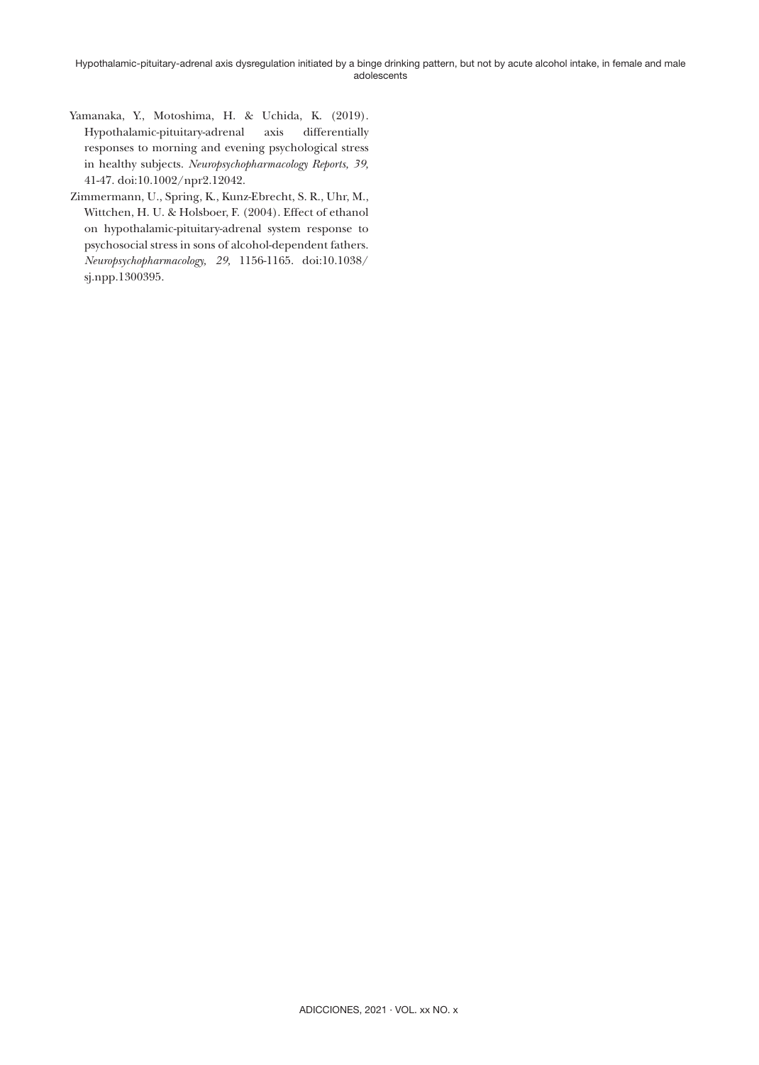Yamanaka, Y., Motoshima, H. & Uchida, K. (2019). Hypothalamic-pituitary-adrenal axis differentially responses to morning and evening psychological stress in healthy subjects. *Neuropsychopharmacology Reports, 39,* 41-47. doi:10.1002/npr2.12042.

Zimmermann, U., Spring, K., Kunz-Ebrecht, S. R., Uhr, M., Wittchen, H. U. & Holsboer, F. (2004). Effect of ethanol on hypothalamic-pituitary-adrenal system response to psychosocial stress in sons of alcohol-dependent fathers. *Neuropsychopharmacology, 29,* 1156-1165. doi:10.1038/sj.npp.1300395.